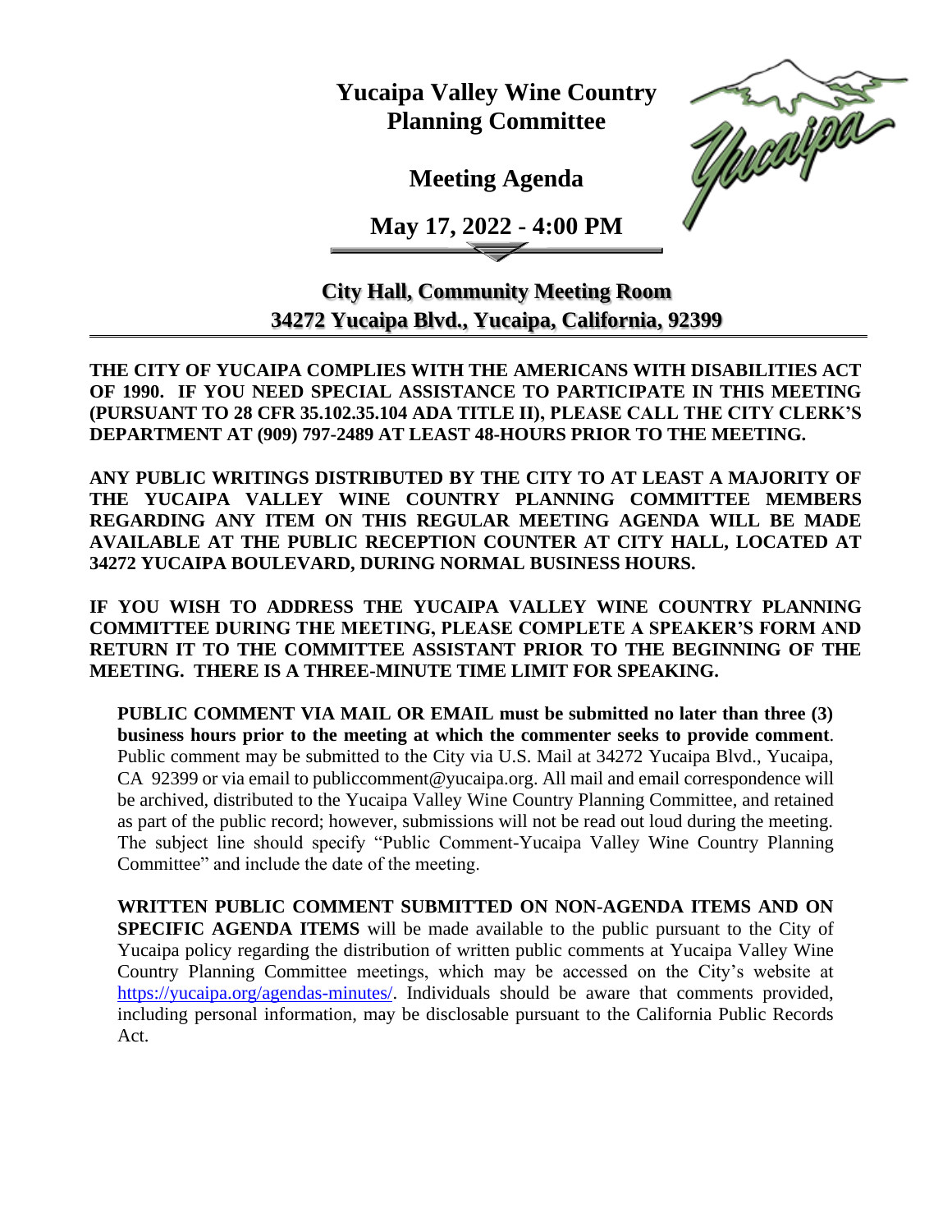# Yucaipa Valley Wine Country Planning Committee

## Meeting Agenda

## May 17, 2022 - 4:00 PM

### City Hall, Community Meeting Room
### 34272 Yucaipa Blvd., Yucaipa, California, 92399

**THE CITY OF YUCAIPA COMPLIES WITH THE AMERICANS WITH DISABILITIES ACT OF 1990. IF YOU NEED SPECIAL ASSISTANCE TO PARTICIPATE IN THIS MEETING (PURSUANT TO 28 CFR 35.102.35.104 ADA TITLE II), PLEASE CALL THE CITY CLERK'S DEPARTMENT AT (909) 797-2489 AT LEAST 48-HOURS PRIOR TO THE MEETING.**

**ANY PUBLIC WRITINGS DISTRIBUTED BY THE CITY TO AT LEAST A MAJORITY OF THE YUCAIPA VALLEY WINE COUNTRY PLANNING COMMITTEE MEMBERS REGARDING ANY ITEM ON THIS REGULAR MEETING AGENDA WILL BE MADE AVAILABLE AT THE PUBLIC RECEPTION COUNTER AT CITY HALL, LOCATED AT 34272 YUCAIPA BOULEVARD, DURING NORMAL BUSINESS HOURS.**

**IF YOU WISH TO ADDRESS THE YUCAIPA VALLEY WINE COUNTRY PLANNING COMMITTEE DURING THE MEETING, PLEASE COMPLETE A SPEAKER'S FORM AND RETURN IT TO THE COMMITTEE ASSISTANT PRIOR TO THE BEGINNING OF THE MEETING. THERE IS A THREE-MINUTE TIME LIMIT FOR SPEAKING.**

**PUBLIC COMMENT VIA MAIL OR EMAIL must be submitted no later than three (3) business hours prior to the meeting at which the commenter seeks to provide comment**. Public comment may be submitted to the City via U.S. Mail at 34272 Yucaipa Blvd., Yucaipa, CA 92399 or via email to publiccomment@yucaipa.org. All mail and email correspondence will be archived, distributed to the Yucaipa Valley Wine Country Planning Committee, and retained as part of the public record; however, submissions will not be read out loud during the meeting. The subject line should specify "Public Comment-Yucaipa Valley Wine Country Planning Committee" and include the date of the meeting.

**WRITTEN PUBLIC COMMENT SUBMITTED ON NON-AGENDA ITEMS AND ON SPECIFIC AGENDA ITEMS** will be made available to the public pursuant to the City of Yucaipa policy regarding the distribution of written public comments at Yucaipa Valley Wine Country Planning Committee meetings, which may be accessed on the City's website at https://yucaipa.org/agendas-minutes/. Individuals should be aware that comments provided, including personal information, may be disclosable pursuant to the California Public Records Act.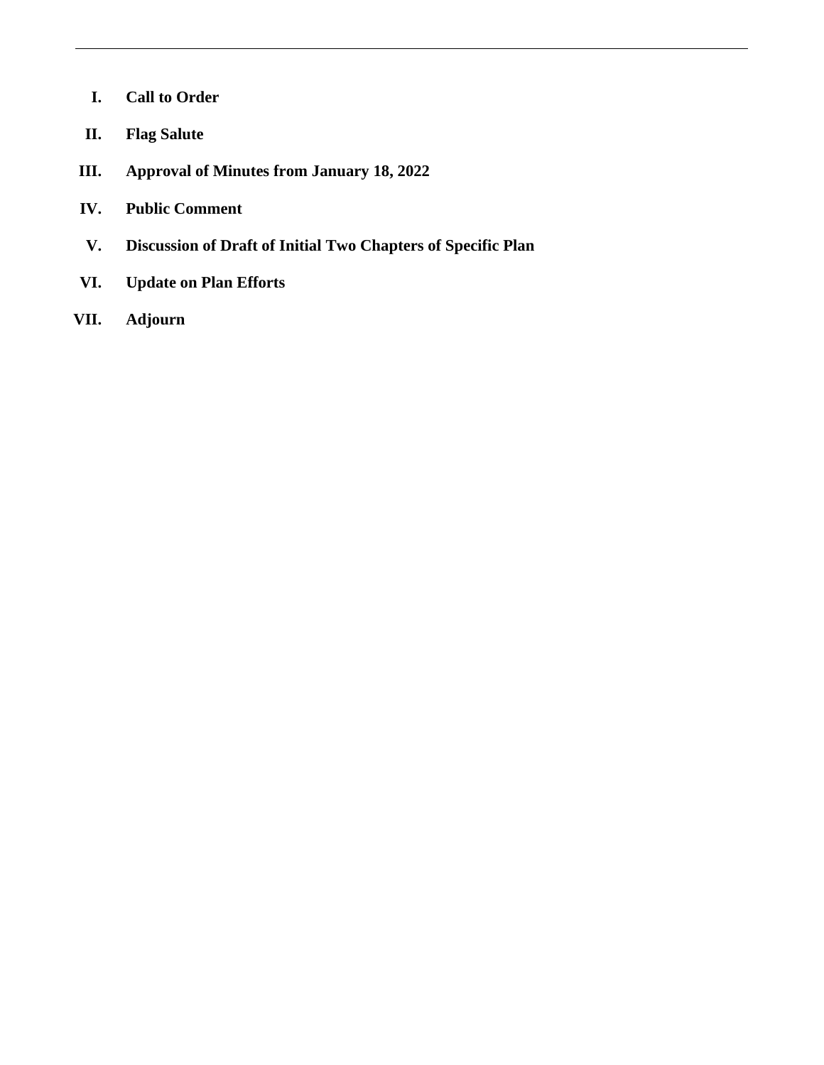---

- **I. Call to Order**
- **II. Flag Salute**
- **III. Approval of Minutes from January 18, 2022**
- **IV. Public Comment**
- **V. Discussion of Draft of Initial Two Chapters of Specific Plan**
- **VI. Update on Plan Efforts**
- **VII. Adjourn**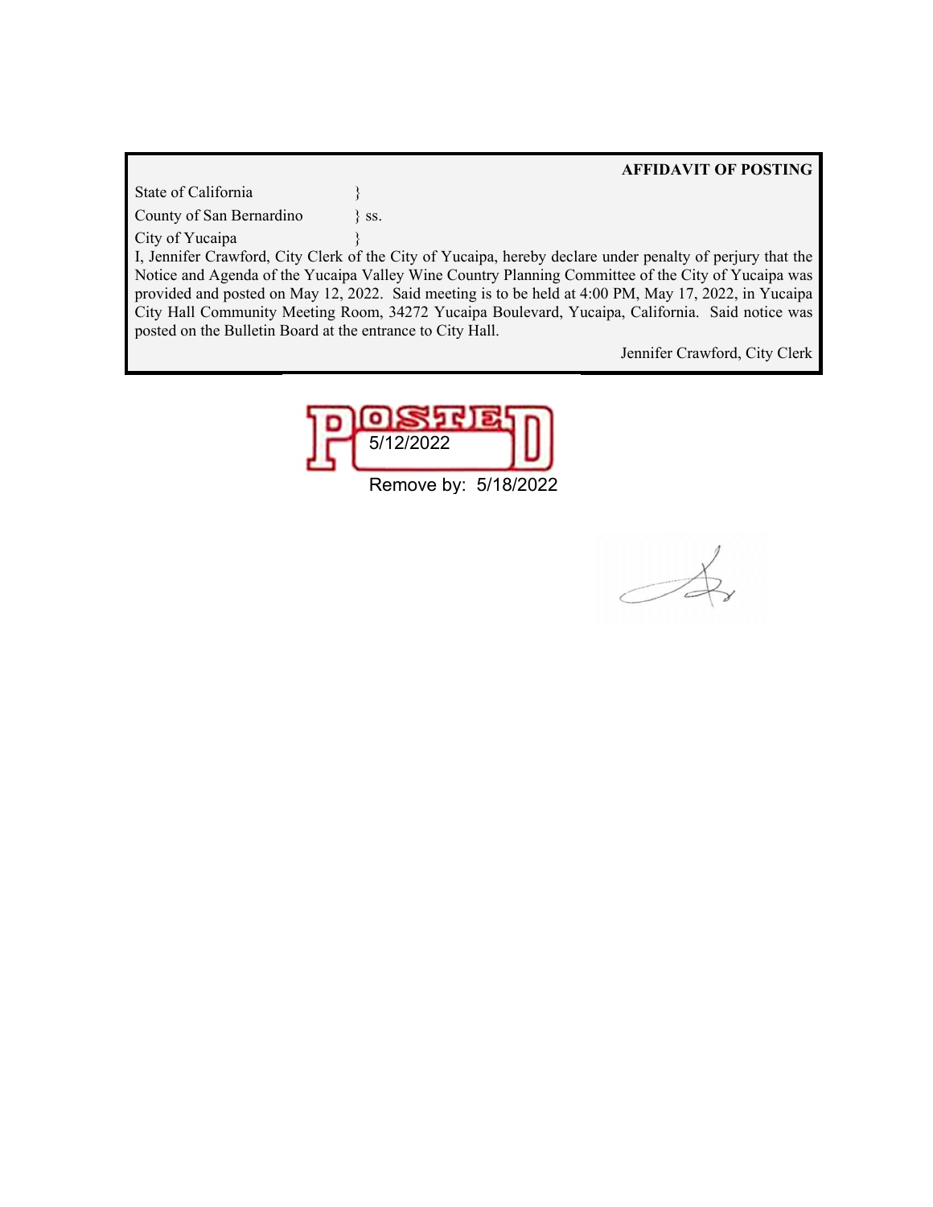**AFFIDAVIT OF POSTING**

State of California }
County of San Bernardino } ss.
City of Yucaipa }

I, Jennifer Crawford, City Clerk of the City of Yucaipa, hereby declare under penalty of perjury that the Notice and Agenda of the Yucaipa Valley Wine Country Planning Committee of the City of Yucaipa was provided and posted on May 12, 2022. Said meeting is to be held at 4:00 PM, May 17, 2022, in Yucaipa City Hall Community Meeting Room, 34272 Yucaipa Boulevard, Yucaipa, California. Said notice was posted on the Bulletin Board at the entrance to City Hall.

Jennifer Crawford, City Clerk

POSTED
5/12/2022
Remove by: 5/18/2022